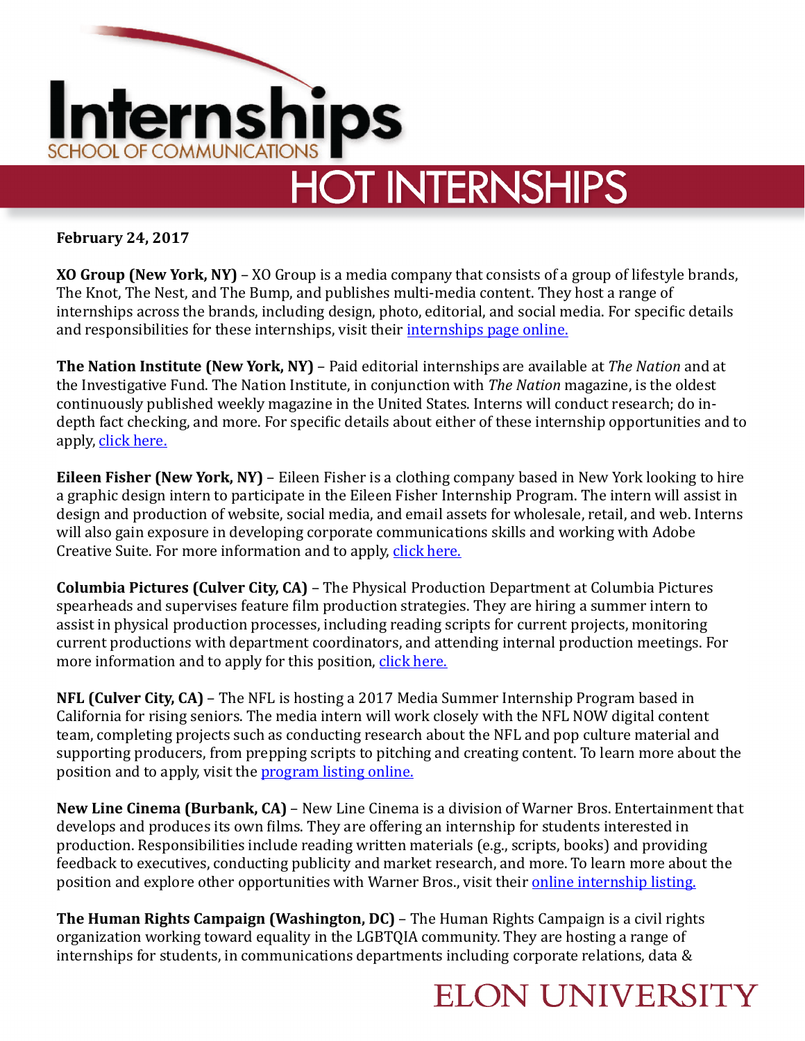# Internships

SCHOOL OF COMMUNICATIONS

## HOT INTERNSHIPS

**February 24, 2017**

**XO Group (New York, NY)** – XO Group is a media company that consists of a group of lifestyle brands, The Knot, The Nest, and The Bump, and publishes multi-media content. They host a range of internships across the brands, including design, photo, editorial, and social media. For specific details and responsibilities for these internships, visit their internships page online.

**The Nation Institute (New York, NY)** – Paid editorial internships are available at *The Nation* and at the Investigative Fund. The Nation Institute, in conjunction with *The Nation* magazine, is the oldest continuously published weekly magazine in the United States. Interns will conduct research; do in-depth fact checking, and more. For specific details about either of these internship opportunities and to apply, click here.

**Eileen Fisher (New York, NY)** – Eileen Fisher is a clothing company based in New York looking to hire a graphic design intern to participate in the Eileen Fisher Internship Program. The intern will assist in design and production of website, social media, and email assets for wholesale, retail, and web. Interns will also gain exposure in developing corporate communications skills and working with Adobe Creative Suite. For more information and to apply, click here.

**Columbia Pictures (Culver City, CA)** – The Physical Production Department at Columbia Pictures spearheads and supervises feature film production strategies. They are hiring a summer intern to assist in physical production processes, including reading scripts for current projects, monitoring current productions with department coordinators, and attending internal production meetings. For more information and to apply for this position, click here.

**NFL (Culver City, CA)** – The NFL is hosting a 2017 Media Summer Internship Program based in California for rising seniors. The media intern will work closely with the NFL NOW digital content team, completing projects such as conducting research about the NFL and pop culture material and supporting producers, from prepping scripts to pitching and creating content. To learn more about the position and to apply, visit the program listing online.

**New Line Cinema (Burbank, CA)** – New Line Cinema is a division of Warner Bros. Entertainment that develops and produces its own films. They are offering an internship for students interested in production. Responsibilities include reading written materials (e.g., scripts, books) and providing feedback to executives, conducting publicity and market research, and more. To learn more about the position and explore other opportunities with Warner Bros., visit their online internship listing.

**The Human Rights Campaign (Washington, DC)** – The Human Rights Campaign is a civil rights organization working toward equality in the LGBTQIA community. They are hosting a range of internships for students, in communications departments including corporate relations, data &

ELON UNIVERSITY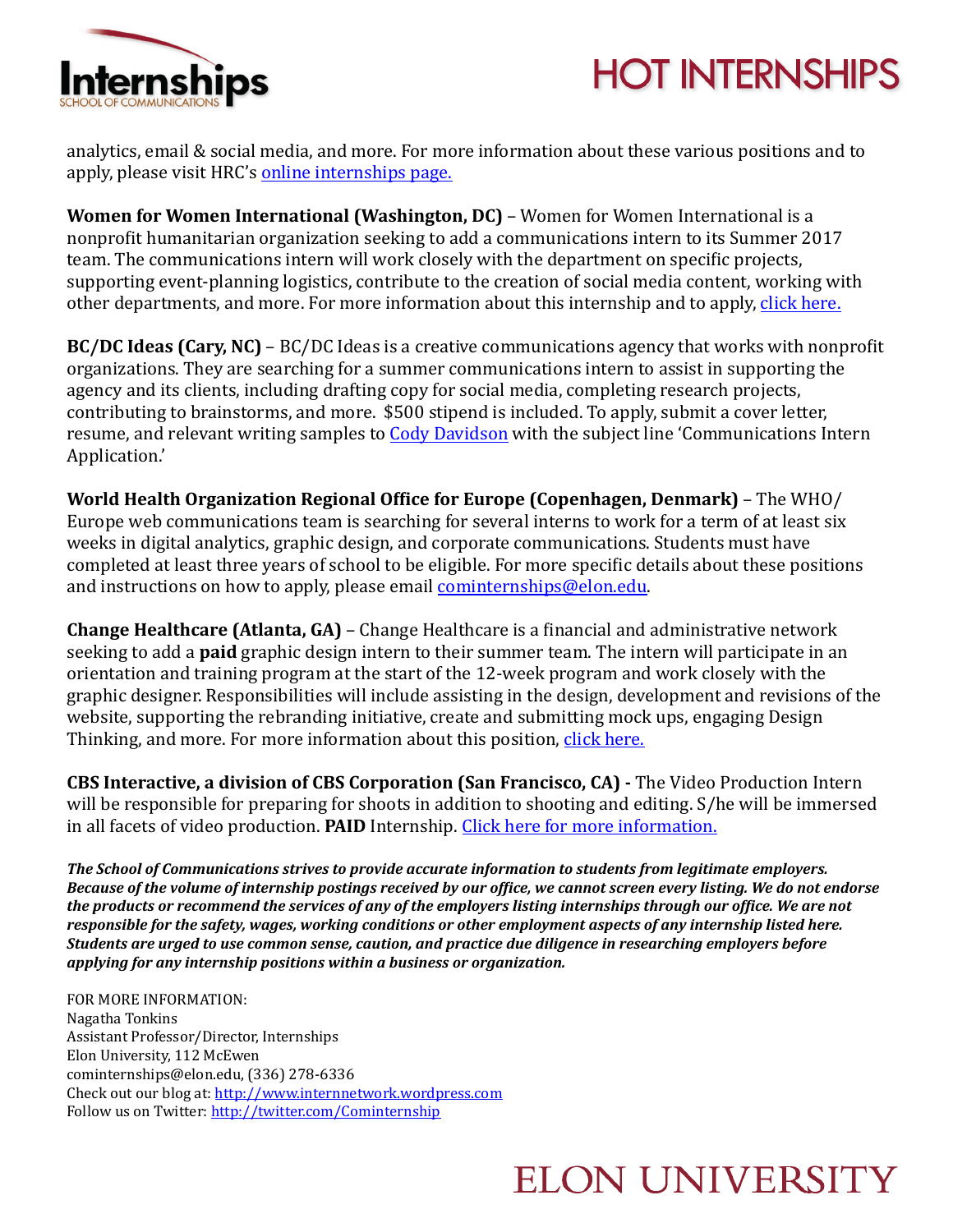analytics, email & social media, and more. For more information about these various positions and to apply, please visit HRC's online internships page.

**Women for Women International (Washington, DC)** – Women for Women International is a nonprofit humanitarian organization seeking to add a communications intern to its Summer 2017 team. The communications intern will work closely with the department on specific projects, supporting event-planning logistics, contribute to the creation of social media content, working with other departments, and more. For more information about this internship and to apply, click here.

**BC/DC Ideas (Cary, NC)** – BC/DC Ideas is a creative communications agency that works with nonprofit organizations. They are searching for a summer communications intern to assist in supporting the agency and its clients, including drafting copy for social media, completing research projects, contributing to brainstorms, and more. $500 stipend is included. To apply, submit a cover letter, resume, and relevant writing samples to Cody Davidson with the subject line 'Communications Intern Application.'

**World Health Organization Regional Office for Europe (Copenhagen, Denmark)** – The WHO/Europe web communications team is searching for several interns to work for a term of at least six weeks in digital analytics, graphic design, and corporate communications. Students must have completed at least three years of school to be eligible. For more specific details about these positions and instructions on how to apply, please email cominternships@elon.edu.

**Change Healthcare (Atlanta, GA)** – Change Healthcare is a financial and administrative network seeking to add a **paid** graphic design intern to their summer team. The intern will participate in an orientation and training program at the start of the 12-week program and work closely with the graphic designer. Responsibilities will include assisting in the design, development and revisions of the website, supporting the rebranding initiative, create and submitting mock ups, engaging Design Thinking, and more. For more information about this position, click here.

**CBS Interactive, a division of CBS Corporation (San Francisco, CA) -** The Video Production Intern will be responsible for preparing for shoots in addition to shooting and editing. S/he will be immersed in all facets of video production. **PAID** Internship. Click here for more information.

***The School of Communications strives to provide accurate information to students from legitimate employers. Because of the volume of internship postings received by our office, we cannot screen every listing. We do not endorse the products or recommend the services of any of the employers listing internships through our office. We are not responsible for the safety, wages, working conditions or other employment aspects of any internship listed here. Students are urged to use common sense, caution, and practice due diligence in researching employers before applying for any internship positions within a business or organization.***

FOR MORE INFORMATION:
Nagatha Tonkins
Assistant Professor/Director, Internships
Elon University, 112 McEwen
cominternships@elon.edu, (336) 278-6336
Check out our blog at: http://www.internnetwork.wordpress.com
Follow us on Twitter: http://twitter.com/Cominternship